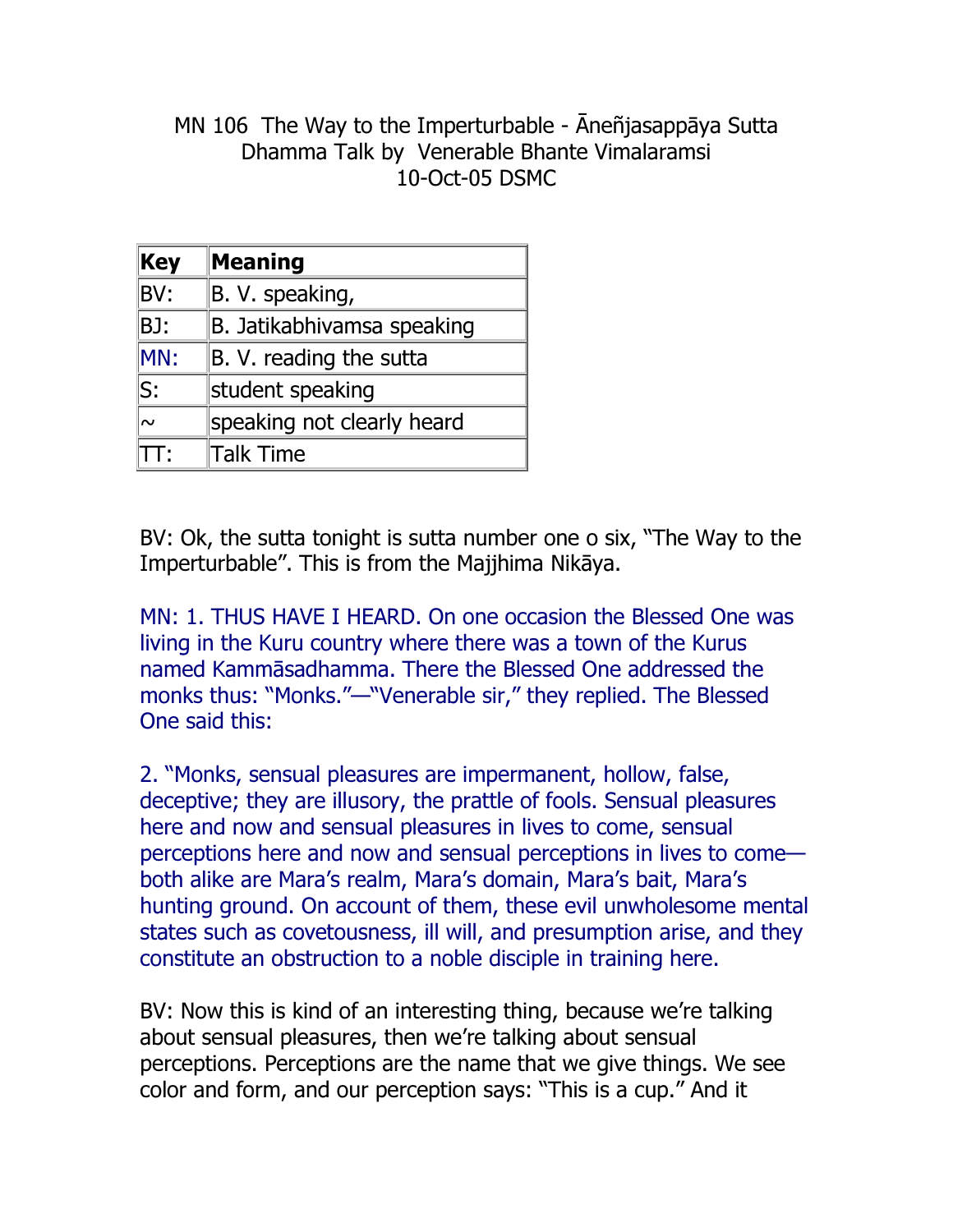MN 106 The Way to the Imperturbable - Āneñjasappāya Sutta
Dhamma Talk by Venerable Bhante Vimalaramsi
10-Oct-05 DSMC

| Key | Meaning |
|---|---|
| BV: | B. V. speaking, |
| BJ: | B. Jatikabhivamsa speaking |
| MN: | B. V. reading the sutta |
| S: | student speaking |
| ~ | speaking not clearly heard |
| TT: | Talk Time |

BV: Ok, the sutta tonight is sutta number one o six, "The Way to the Imperturbable". This is from the Majjhima Nikāya.

MN: 1. THUS HAVE I HEARD. On one occasion the Blessed One was living in the Kuru country where there was a town of the Kurus named Kammāsadhamma. There the Blessed One addressed the monks thus: "Monks."—"Venerable sir," they replied. The Blessed One said this:

2. "Monks, sensual pleasures are impermanent, hollow, false, deceptive; they are illusory, the prattle of fools. Sensual pleasures here and now and sensual pleasures in lives to come, sensual perceptions here and now and sensual perceptions in lives to come—both alike are Mara's realm, Mara's domain, Mara's bait, Mara's hunting ground. On account of them, these evil unwholesome mental states such as covetousness, ill will, and presumption arise, and they constitute an obstruction to a noble disciple in training here.

BV: Now this is kind of an interesting thing, because we're talking about sensual pleasures, then we're talking about sensual perceptions. Perceptions are the name that we give things. We see color and form, and our perception says: "This is a cup." And it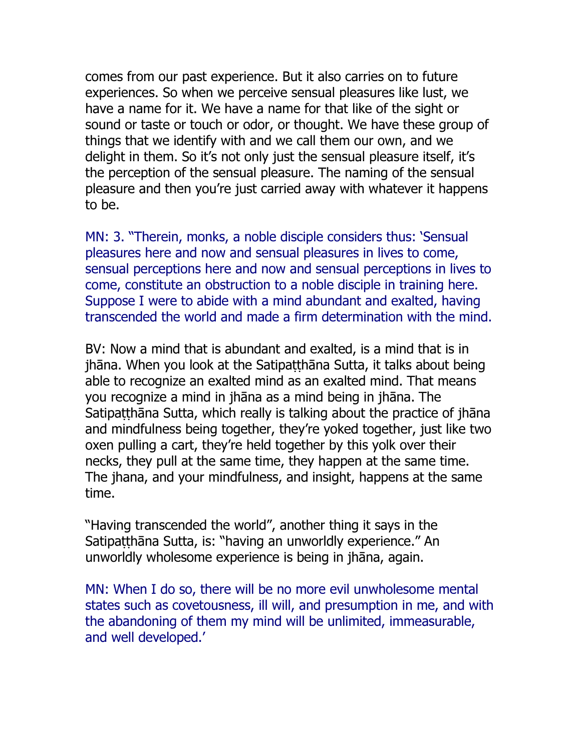comes from our past experience. But it also carries on to future experiences. So when we perceive sensual pleasures like lust, we have a name for it. We have a name for that like of the sight or sound or taste or touch or odor, or thought. We have these group of things that we identify with and we call them our own, and we delight in them. So it's not only just the sensual pleasure itself, it's the perception of the sensual pleasure. The naming of the sensual pleasure and then you're just carried away with whatever it happens to be.

MN: 3. "Therein, monks, a noble disciple considers thus: 'Sensual pleasures here and now and sensual pleasures in lives to come, sensual perceptions here and now and sensual perceptions in lives to come, constitute an obstruction to a noble disciple in training here. Suppose I were to abide with a mind abundant and exalted, having transcended the world and made a firm determination with the mind.

BV: Now a mind that is abundant and exalted, is a mind that is in jhāna. When you look at the Satipaṭṭhāna Sutta, it talks about being able to recognize an exalted mind as an exalted mind. That means you recognize a mind in jhāna as a mind being in jhāna. The Satipaṭṭhāna Sutta, which really is talking about the practice of jhāna and mindfulness being together, they're yoked together, just like two oxen pulling a cart, they're held together by this yolk over their necks, they pull at the same time, they happen at the same time. The jhana, and your mindfulness, and insight, happens at the same time.

"Having transcended the world", another thing it says in the Satipaṭṭhāna Sutta, is: "having an unworldly experience." An unworldly wholesome experience is being in jhāna, again.

MN: When I do so, there will be no more evil unwholesome mental states such as covetousness, ill will, and presumption in me, and with the abandoning of them my mind will be unlimited, immeasurable, and well developed.'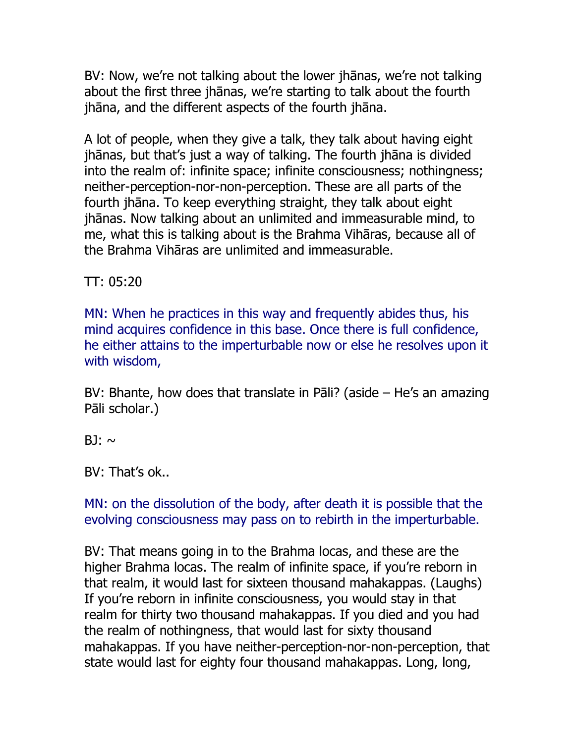BV: Now, we're not talking about the lower jhānas, we're not talking about the first three jhānas, we're starting to talk about the fourth jhāna, and the different aspects of the fourth jhāna.

A lot of people, when they give a talk, they talk about having eight jhānas, but that's just a way of talking. The fourth jhāna is divided into the realm of: infinite space; infinite consciousness; nothingness; neither-perception-nor-non-perception. These are all parts of the fourth jhāna. To keep everything straight, they talk about eight jhānas. Now talking about an unlimited and immeasurable mind, to me, what this is talking about is the Brahma Vihāras, because all of the Brahma Vihāras are unlimited and immeasurable.

TT: 05:20

MN: When he practices in this way and frequently abides thus, his mind acquires confidence in this base. Once there is full confidence, he either attains to the imperturbable now or else he resolves upon it with wisdom,

BV: Bhante, how does that translate in Pāli? (aside – He's an amazing Pāli scholar.)

BJ: ~

BV: That's ok..

MN: on the dissolution of the body, after death it is possible that the evolving consciousness may pass on to rebirth in the imperturbable.

BV: That means going in to the Brahma locas, and these are the higher Brahma locas. The realm of infinite space, if you're reborn in that realm, it would last for sixteen thousand mahakappas. (Laughs) If you're reborn in infinite consciousness, you would stay in that realm for thirty two thousand mahakappas. If you died and you had the realm of nothingness, that would last for sixty thousand mahakappas. If you have neither-perception-nor-non-perception, that state would last for eighty four thousand mahakappas. Long, long,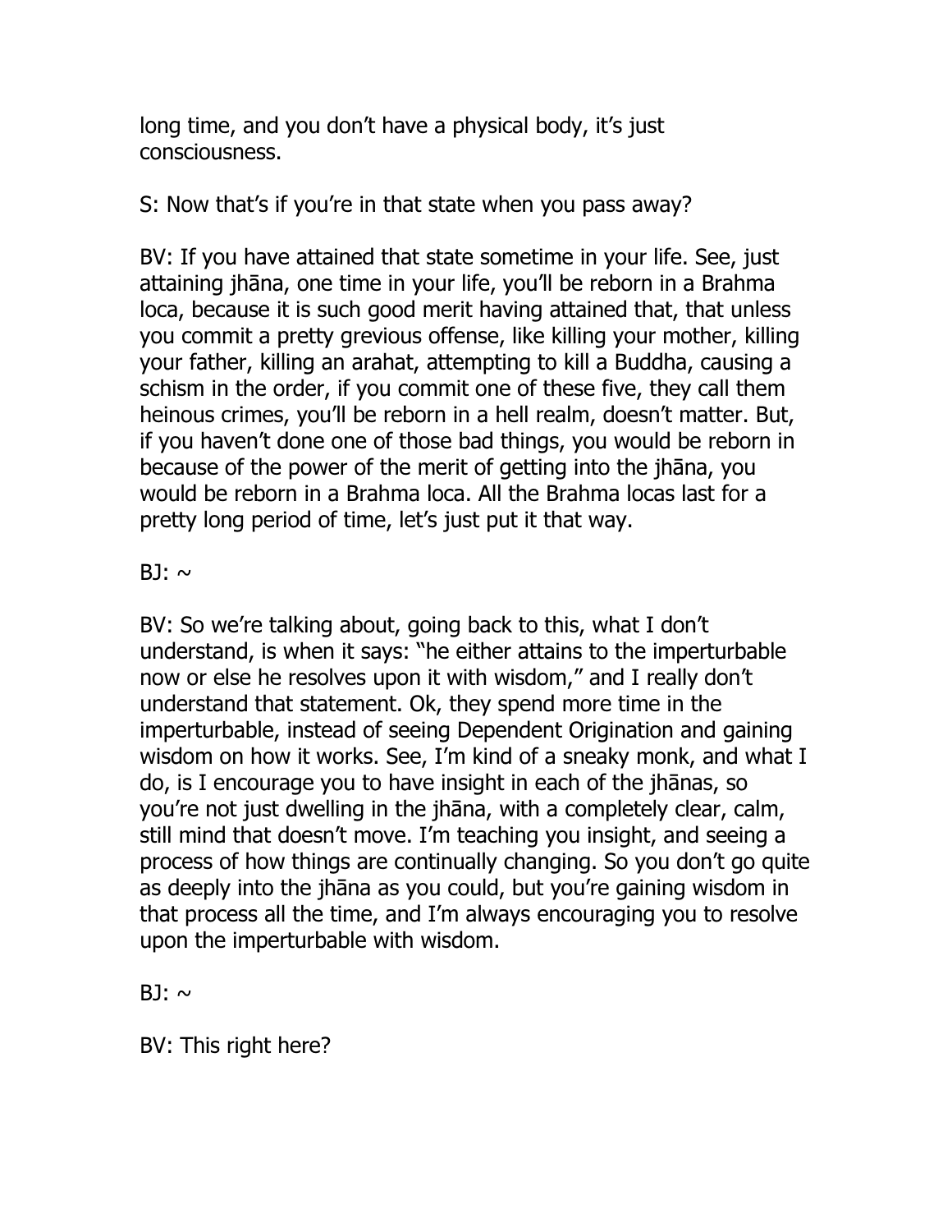long time, and you don't have a physical body, it's just consciousness.

S: Now that's if you're in that state when you pass away?

BV: If you have attained that state sometime in your life. See, just attaining jhāna, one time in your life, you'll be reborn in a Brahma loca, because it is such good merit having attained that, that unless you commit a pretty grevious offense, like killing your mother, killing your father, killing an arahat, attempting to kill a Buddha, causing a schism in the order, if you commit one of these five, they call them heinous crimes, you'll be reborn in a hell realm, doesn't matter. But, if you haven't done one of those bad things, you would be reborn in because of the power of the merit of getting into the jhāna, you would be reborn in a Brahma loca. All the Brahma locas last for a pretty long period of time, let's just put it that way.

BJ: ~

BV: So we're talking about, going back to this, what I don't understand, is when it says: "he either attains to the imperturbable now or else he resolves upon it with wisdom," and I really don't understand that statement. Ok, they spend more time in the imperturbable, instead of seeing Dependent Origination and gaining wisdom on how it works. See, I'm kind of a sneaky monk, and what I do, is I encourage you to have insight in each of the jhānas, so you're not just dwelling in the jhāna, with a completely clear, calm, still mind that doesn't move. I'm teaching you insight, and seeing a process of how things are continually changing. So you don't go quite as deeply into the jhāna as you could, but you're gaining wisdom in that process all the time, and I'm always encouraging you to resolve upon the imperturbable with wisdom.

BJ: ~

BV: This right here?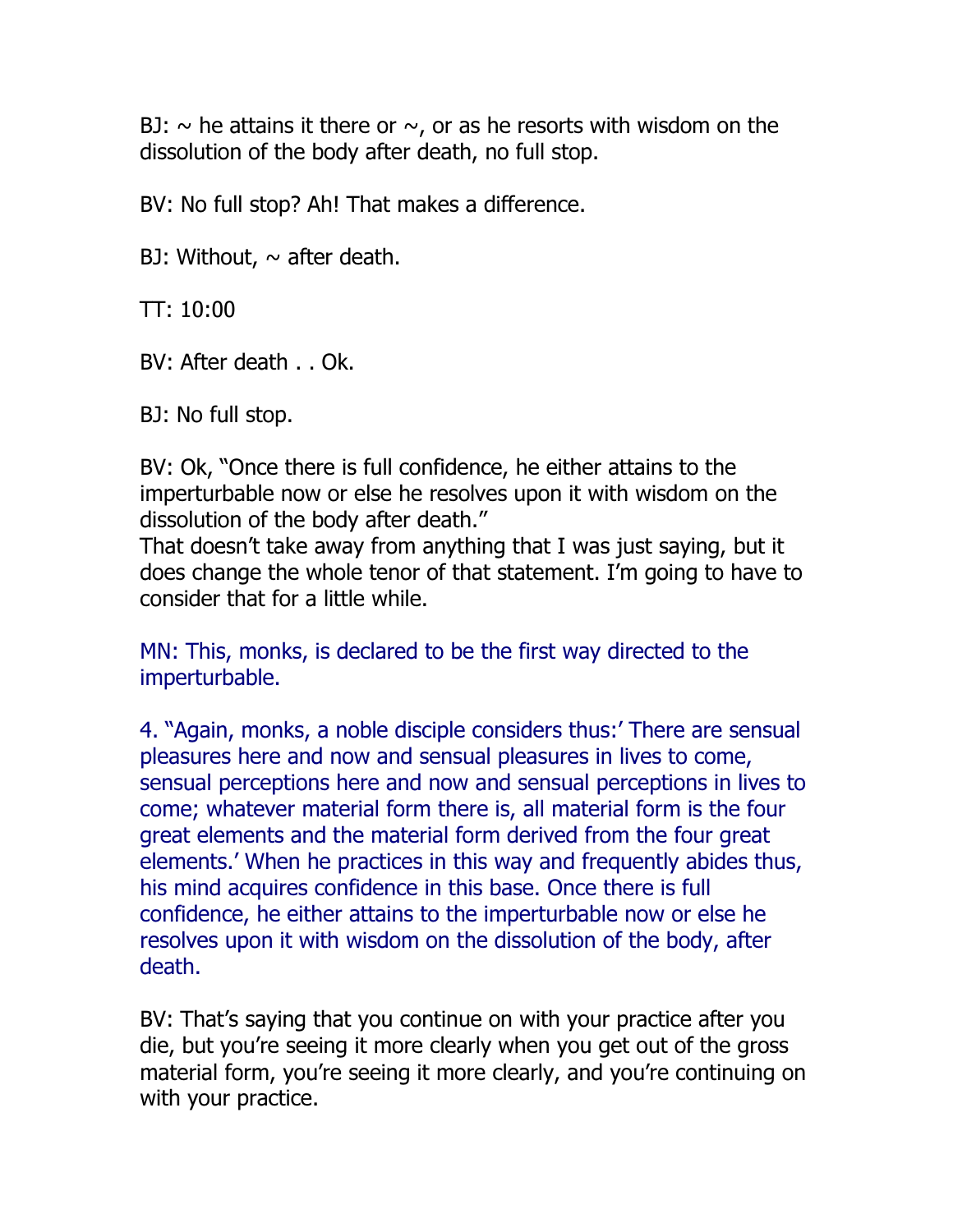BJ: ~ he attains it there or ~, or as he resorts with wisdom on the dissolution of the body after death, no full stop.

BV: No full stop? Ah! That makes a difference.

BJ: Without, ~ after death.

TT: 10:00

BV: After death . . Ok.

BJ: No full stop.

BV: Ok, "Once there is full confidence, he either attains to the imperturbable now or else he resolves upon it with wisdom on the dissolution of the body after death."
That doesn't take away from anything that I was just saying, but it does change the whole tenor of that statement. I'm going to have to consider that for a little while.

MN: This, monks, is declared to be the first way directed to the imperturbable.

4. "Again, monks, a noble disciple considers thus:' There are sensual pleasures here and now and sensual pleasures in lives to come, sensual perceptions here and now and sensual perceptions in lives to come; whatever material form there is, all material form is the four great elements and the material form derived from the four great elements.' When he practices in this way and frequently abides thus, his mind acquires confidence in this base. Once there is full confidence, he either attains to the imperturbable now or else he resolves upon it with wisdom on the dissolution of the body, after death.

BV: That's saying that you continue on with your practice after you die, but you're seeing it more clearly when you get out of the gross material form, you're seeing it more clearly, and you're continuing on with your practice.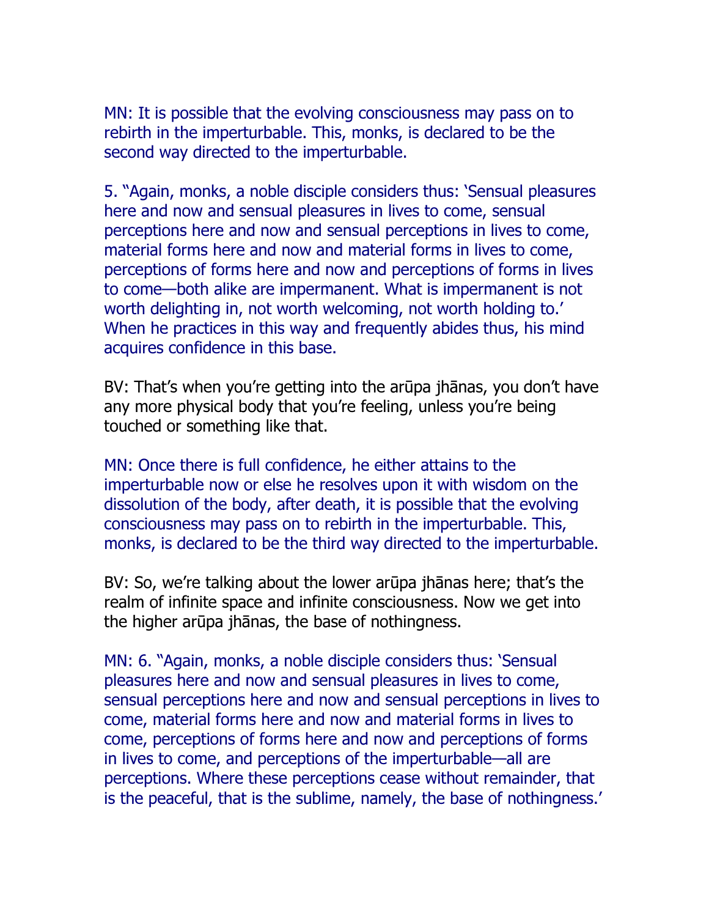MN: It is possible that the evolving consciousness may pass on to rebirth in the imperturbable. This, monks, is declared to be the second way directed to the imperturbable.

5. "Again, monks, a noble disciple considers thus: 'Sensual pleasures here and now and sensual pleasures in lives to come, sensual perceptions here and now and sensual perceptions in lives to come, material forms here and now and material forms in lives to come, perceptions of forms here and now and perceptions of forms in lives to come—both alike are impermanent. What is impermanent is not worth delighting in, not worth welcoming, not worth holding to.' When he practices in this way and frequently abides thus, his mind acquires confidence in this base.

BV: That's when you're getting into the arūpa jhānas, you don't have any more physical body that you're feeling, unless you're being touched or something like that.

MN: Once there is full confidence, he either attains to the imperturbable now or else he resolves upon it with wisdom on the dissolution of the body, after death, it is possible that the evolving consciousness may pass on to rebirth in the imperturbable. This, monks, is declared to be the third way directed to the imperturbable.

BV: So, we're talking about the lower arūpa jhānas here; that's the realm of infinite space and infinite consciousness. Now we get into the higher arūpa jhānas, the base of nothingness.

MN: 6. "Again, monks, a noble disciple considers thus: 'Sensual pleasures here and now and sensual pleasures in lives to come, sensual perceptions here and now and sensual perceptions in lives to come, material forms here and now and material forms in lives to come, perceptions of forms here and now and perceptions of forms in lives to come, and perceptions of the imperturbable—all are perceptions. Where these perceptions cease without remainder, that is the peaceful, that is the sublime, namely, the base of nothingness.'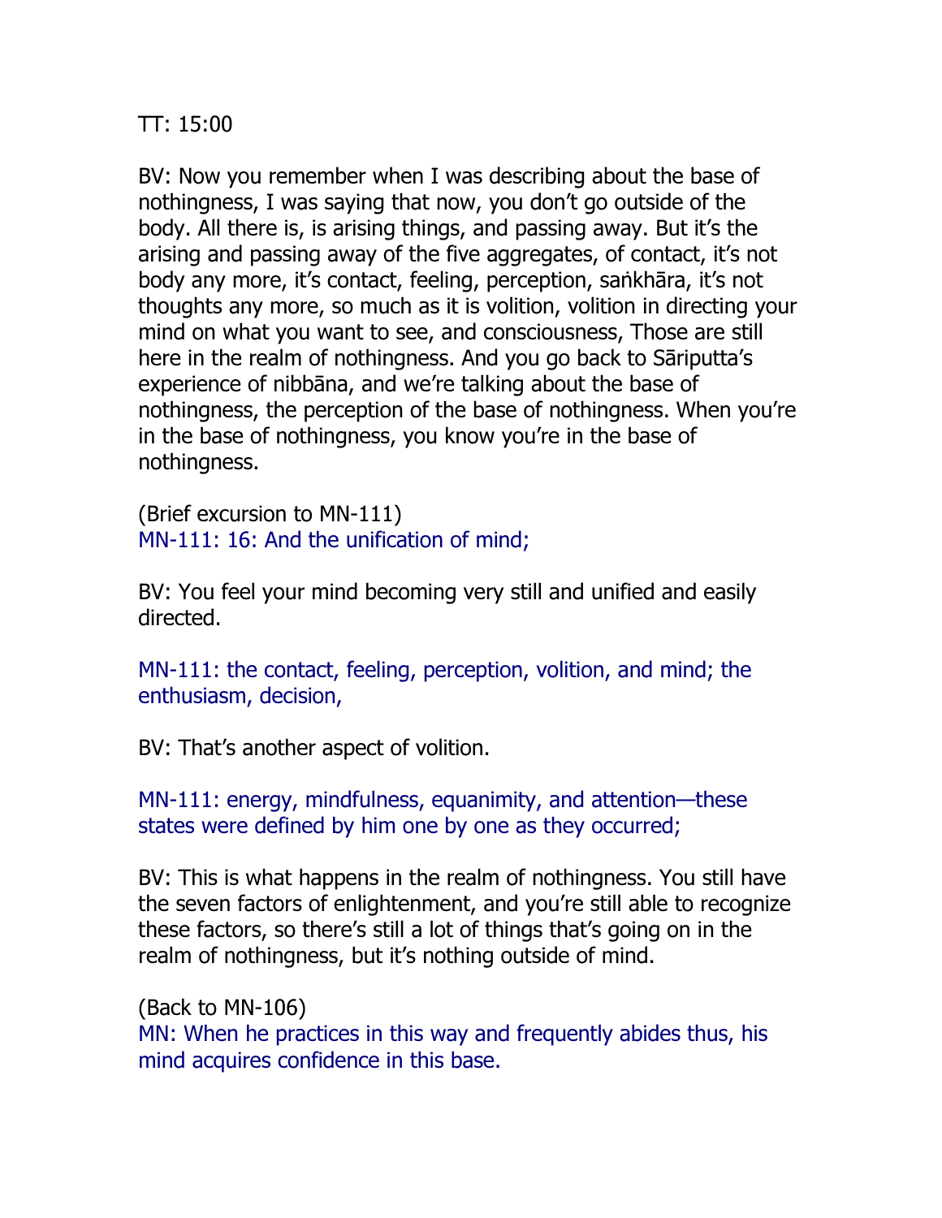TT: 15:00

BV: Now you remember when I was describing about the base of nothingness, I was saying that now, you don't go outside of the body. All there is, is arising things, and passing away. But it's the arising and passing away of the five aggregates, of contact, it's not body any more, it's contact, feeling, perception, saṅkhāra, it's not thoughts any more, so much as it is volition, volition in directing your mind on what you want to see, and consciousness, Those are still here in the realm of nothingness. And you go back to Sāriputta's experience of nibbāna, and we're talking about the base of nothingness, the perception of the base of nothingness. When you're in the base of nothingness, you know you're in the base of nothingness.

(Brief excursion to MN-111)
MN-111: 16: And the unification of mind;

BV: You feel your mind becoming very still and unified and easily directed.

MN-111: the contact, feeling, perception, volition, and mind; the enthusiasm, decision,

BV: That's another aspect of volition.

MN-111: energy, mindfulness, equanimity, and attention—these states were defined by him one by one as they occurred;

BV: This is what happens in the realm of nothingness. You still have the seven factors of enlightenment, and you're still able to recognize these factors, so there's still a lot of things that's going on in the realm of nothingness, but it's nothing outside of mind.

(Back to MN-106)
MN: When he practices in this way and frequently abides thus, his mind acquires confidence in this base.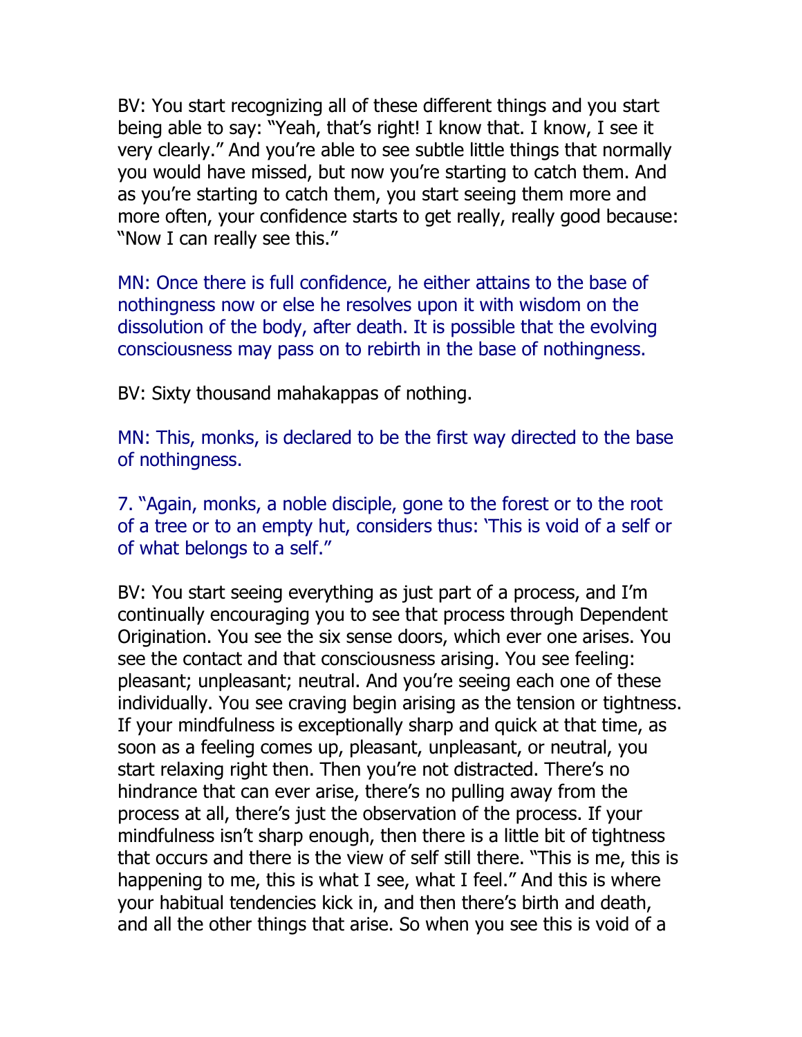BV: You start recognizing all of these different things and you start being able to say: "Yeah, that's right! I know that. I know, I see it very clearly." And you're able to see subtle little things that normally you would have missed, but now you're starting to catch them. And as you're starting to catch them, you start seeing them more and more often, your confidence starts to get really, really good because: "Now I can really see this."

MN: Once there is full confidence, he either attains to the base of nothingness now or else he resolves upon it with wisdom on the dissolution of the body, after death. It is possible that the evolving consciousness may pass on to rebirth in the base of nothingness.

BV: Sixty thousand mahakappas of nothing.

MN: This, monks, is declared to be the first way directed to the base of nothingness.

7. "Again, monks, a noble disciple, gone to the forest or to the root of a tree or to an empty hut, considers thus: 'This is void of a self or of what belongs to a self."

BV: You start seeing everything as just part of a process, and I'm continually encouraging you to see that process through Dependent Origination. You see the six sense doors, which ever one arises. You see the contact and that consciousness arising. You see feeling: pleasant; unpleasant; neutral. And you're seeing each one of these individually. You see craving begin arising as the tension or tightness. If your mindfulness is exceptionally sharp and quick at that time, as soon as a feeling comes up, pleasant, unpleasant, or neutral, you start relaxing right then. Then you're not distracted. There's no hindrance that can ever arise, there's no pulling away from the process at all, there's just the observation of the process. If your mindfulness isn't sharp enough, then there is a little bit of tightness that occurs and there is the view of self still there. "This is me, this is happening to me, this is what I see, what I feel." And this is where your habitual tendencies kick in, and then there's birth and death, and all the other things that arise. So when you see this is void of a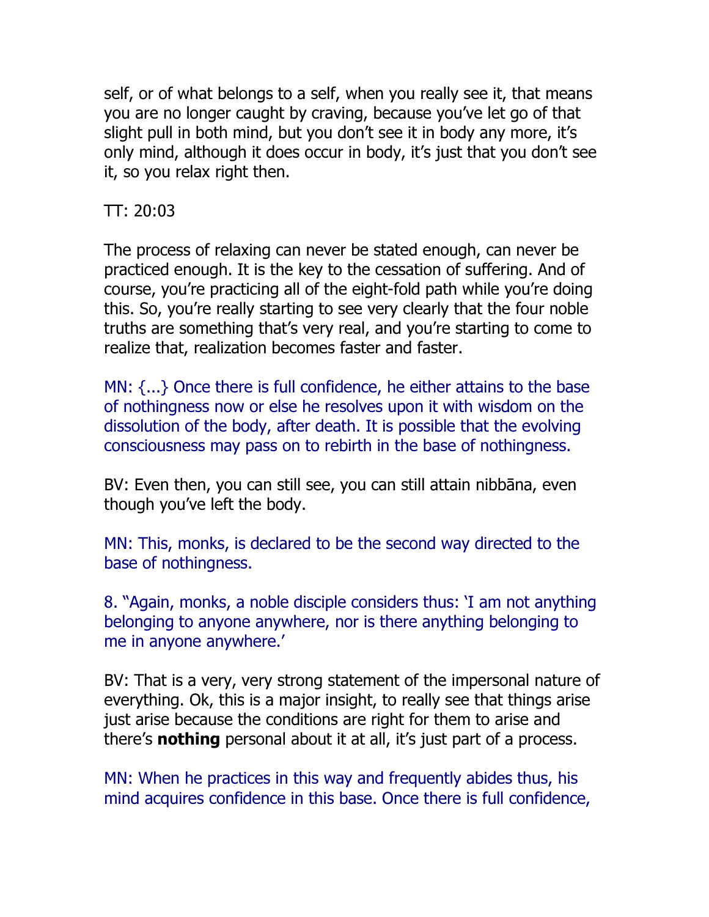self, or of what belongs to a self, when you really see it, that means you are no longer caught by craving, because you've let go of that slight pull in both mind, but you don't see it in body any more, it's only mind, although it does occur in body, it's just that you don't see it, so you relax right then.

TT: 20:03

The process of relaxing can never be stated enough, can never be practiced enough. It is the key to the cessation of suffering. And of course, you're practicing all of the eight-fold path while you're doing this. So, you're really starting to see very clearly that the four noble truths are something that's very real, and you're starting to come to realize that, realization becomes faster and faster.

MN: {...} Once there is full confidence, he either attains to the base of nothingness now or else he resolves upon it with wisdom on the dissolution of the body, after death. It is possible that the evolving consciousness may pass on to rebirth in the base of nothingness.

BV: Even then, you can still see, you can still attain nibbāna, even though you've left the body.

MN: This, monks, is declared to be the second way directed to the base of nothingness.

8. "Again, monks, a noble disciple considers thus: 'I am not anything belonging to anyone anywhere, nor is there anything belonging to me in anyone anywhere.'

BV: That is a very, very strong statement of the impersonal nature of everything. Ok, this is a major insight, to really see that things arise just arise because the conditions are right for them to arise and there's **nothing** personal about it at all, it's just part of a process.

MN: When he practices in this way and frequently abides thus, his mind acquires confidence in this base. Once there is full confidence,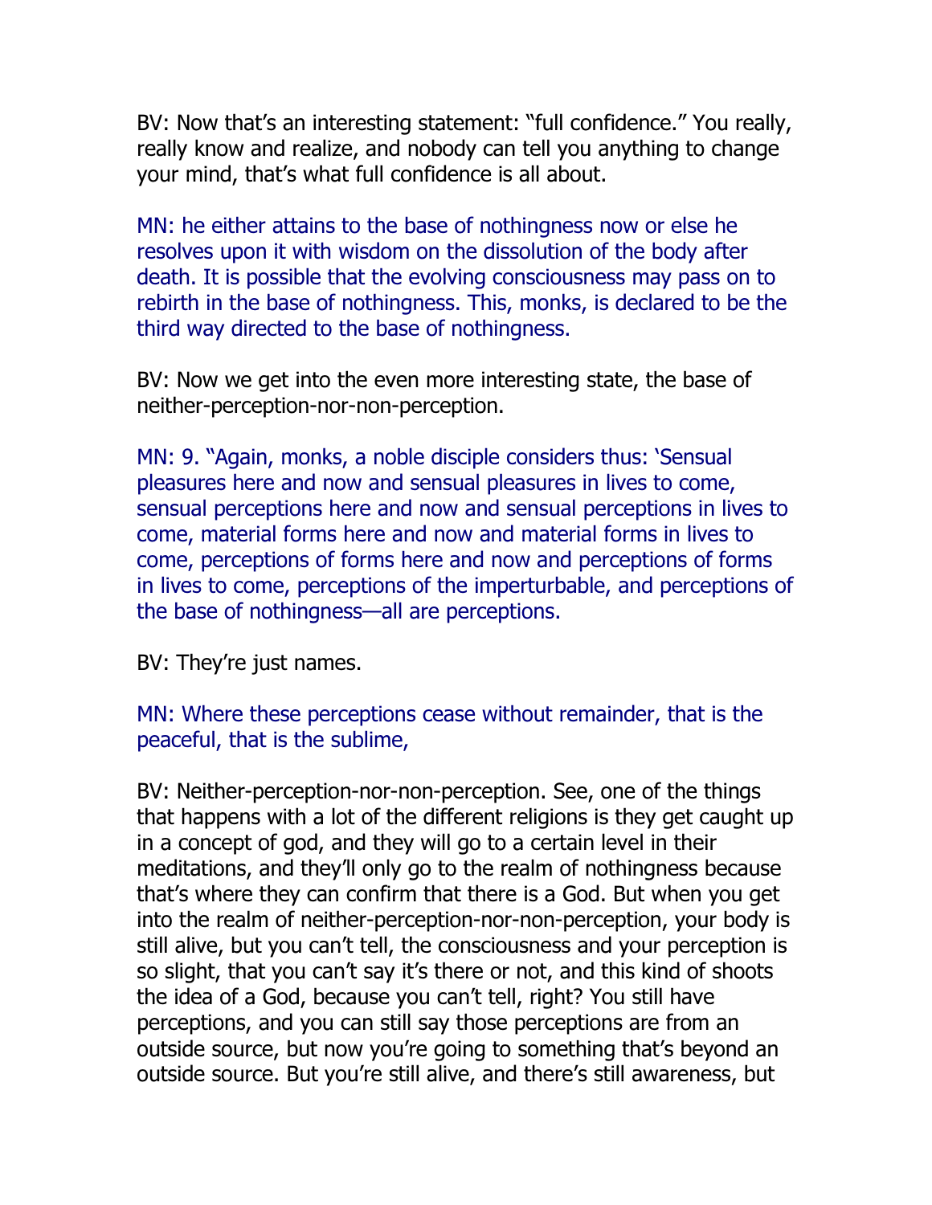BV: Now that's an interesting statement: "full confidence." You really, really know and realize, and nobody can tell you anything to change your mind, that's what full confidence is all about.

MN: he either attains to the base of nothingness now or else he resolves upon it with wisdom on the dissolution of the body after death. It is possible that the evolving consciousness may pass on to rebirth in the base of nothingness. This, monks, is declared to be the third way directed to the base of nothingness.

BV: Now we get into the even more interesting state, the base of neither-perception-nor-non-perception.

MN: 9. "Again, monks, a noble disciple considers thus: 'Sensual pleasures here and now and sensual pleasures in lives to come, sensual perceptions here and now and sensual perceptions in lives to come, material forms here and now and material forms in lives to come, perceptions of forms here and now and perceptions of forms in lives to come, perceptions of the imperturbable, and perceptions of the base of nothingness—all are perceptions.

BV: They're just names.

MN: Where these perceptions cease without remainder, that is the peaceful, that is the sublime,

BV: Neither-perception-nor-non-perception. See, one of the things that happens with a lot of the different religions is they get caught up in a concept of god, and they will go to a certain level in their meditations, and they'll only go to the realm of nothingness because that's where they can confirm that there is a God. But when you get into the realm of neither-perception-nor-non-perception, your body is still alive, but you can't tell, the consciousness and your perception is so slight, that you can't say it's there or not, and this kind of shoots the idea of a God, because you can't tell, right? You still have perceptions, and you can still say those perceptions are from an outside source, but now you're going to something that's beyond an outside source. But you're still alive, and there's still awareness, but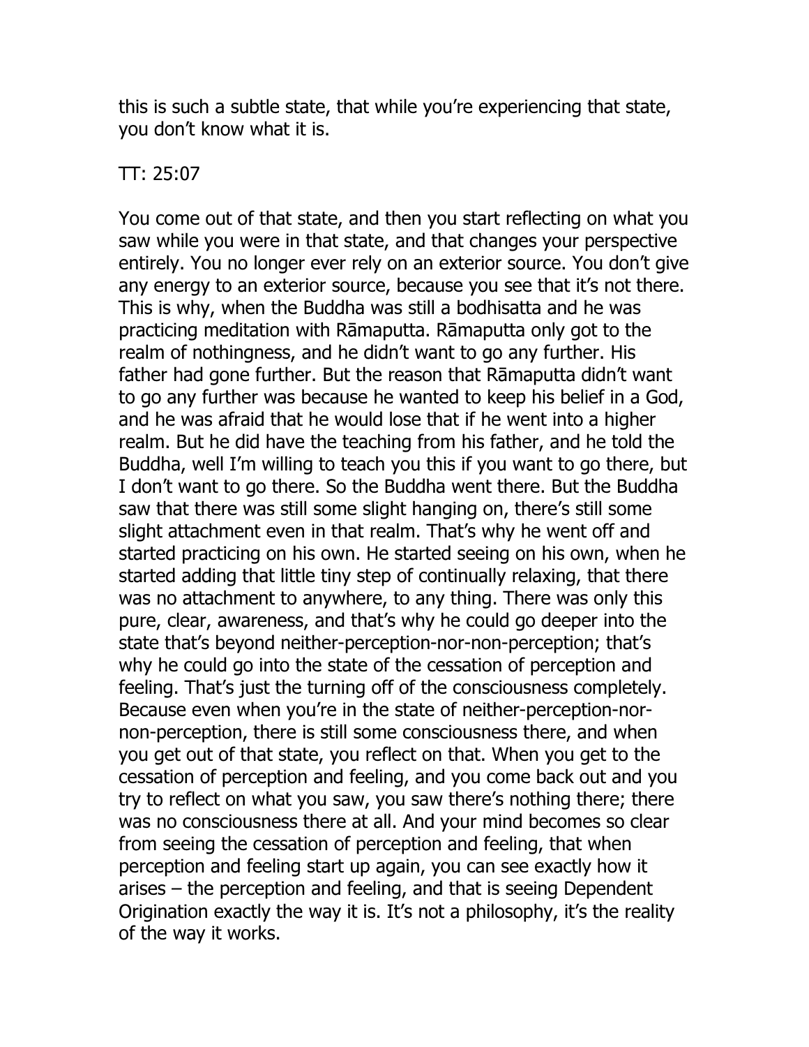this is such a subtle state, that while you're experiencing that state, you don't know what it is.

TT: 25:07

You come out of that state, and then you start reflecting on what you saw while you were in that state, and that changes your perspective entirely. You no longer ever rely on an exterior source. You don't give any energy to an exterior source, because you see that it's not there. This is why, when the Buddha was still a bodhisatta and he was practicing meditation with Rāmaputta. Rāmaputta only got to the realm of nothingness, and he didn't want to go any further. His father had gone further. But the reason that Rāmaputta didn't want to go any further was because he wanted to keep his belief in a God, and he was afraid that he would lose that if he went into a higher realm. But he did have the teaching from his father, and he told the Buddha, well I'm willing to teach you this if you want to go there, but I don't want to go there. So the Buddha went there. But the Buddha saw that there was still some slight hanging on, there's still some slight attachment even in that realm. That's why he went off and started practicing on his own. He started seeing on his own, when he started adding that little tiny step of continually relaxing, that there was no attachment to anywhere, to any thing. There was only this pure, clear, awareness, and that's why he could go deeper into the state that's beyond neither-perception-nor-non-perception; that's why he could go into the state of the cessation of perception and feeling. That's just the turning off of the consciousness completely. Because even when you're in the state of neither-perception-nor-non-perception, there is still some consciousness there, and when you get out of that state, you reflect on that. When you get to the cessation of perception and feeling, and you come back out and you try to reflect on what you saw, you saw there's nothing there; there was no consciousness there at all. And your mind becomes so clear from seeing the cessation of perception and feeling, that when perception and feeling start up again, you can see exactly how it arises – the perception and feeling, and that is seeing Dependent Origination exactly the way it is. It's not a philosophy, it's the reality of the way it works.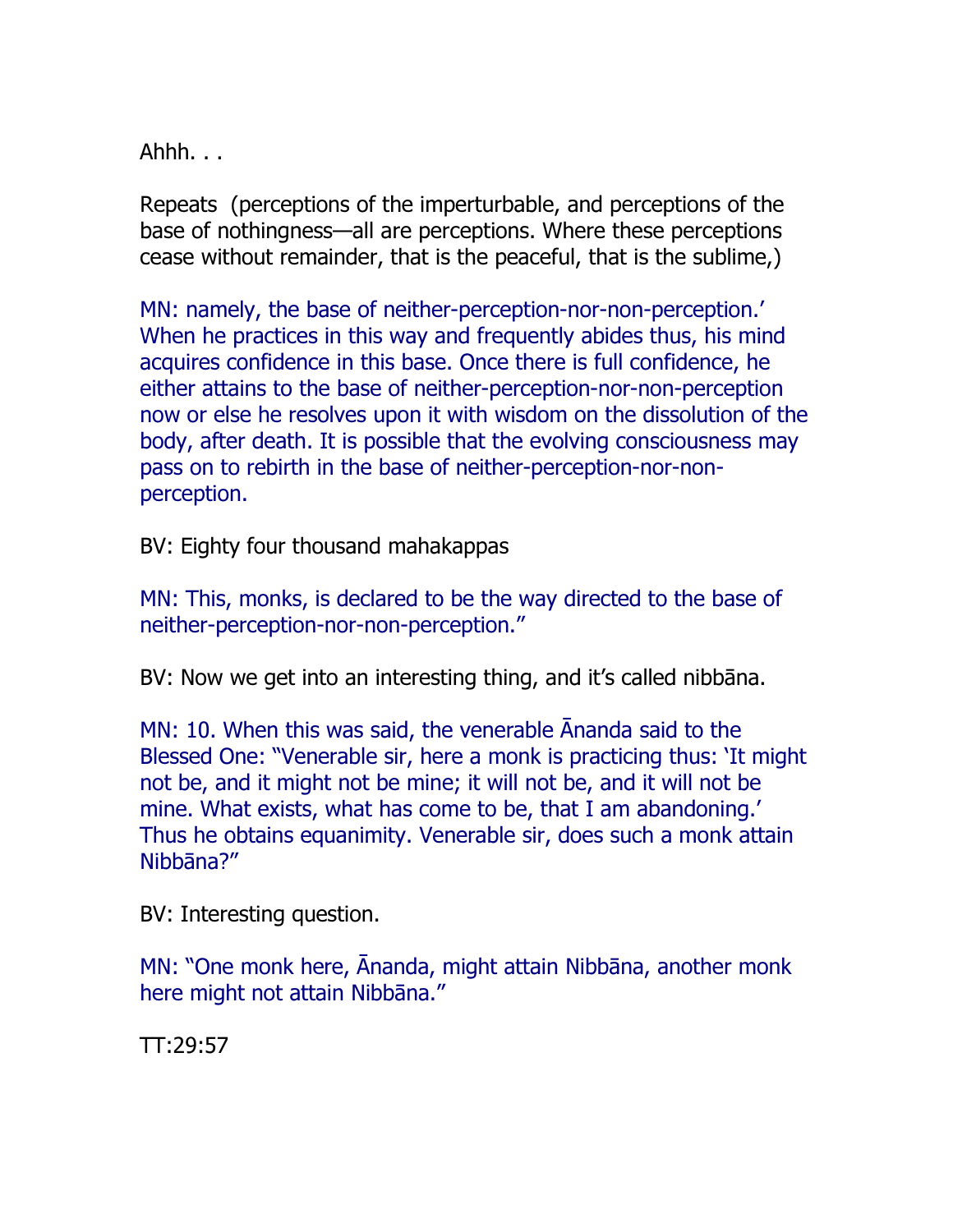Ahhh. . .

Repeats (perceptions of the imperturbable, and perceptions of the base of nothingness—all are perceptions. Where these perceptions cease without remainder, that is the peaceful, that is the sublime,)

MN: namely, the base of neither-perception-nor-non-perception.' When he practices in this way and frequently abides thus, his mind acquires confidence in this base. Once there is full confidence, he either attains to the base of neither-perception-nor-non-perception now or else he resolves upon it with wisdom on the dissolution of the body, after death. It is possible that the evolving consciousness may pass on to rebirth in the base of neither-perception-nor-non-perception.

BV: Eighty four thousand mahakappas

MN: This, monks, is declared to be the way directed to the base of neither-perception-nor-non-perception."

BV: Now we get into an interesting thing, and it's called nibbāna.

MN: 10. When this was said, the venerable Ānanda said to the Blessed One: "Venerable sir, here a monk is practicing thus: 'It might not be, and it might not be mine; it will not be, and it will not be mine. What exists, what has come to be, that I am abandoning.' Thus he obtains equanimity. Venerable sir, does such a monk attain Nibbāna?"

BV: Interesting question.

MN: "One monk here, Ānanda, might attain Nibbāna, another monk here might not attain Nibbāna."

TT:29:57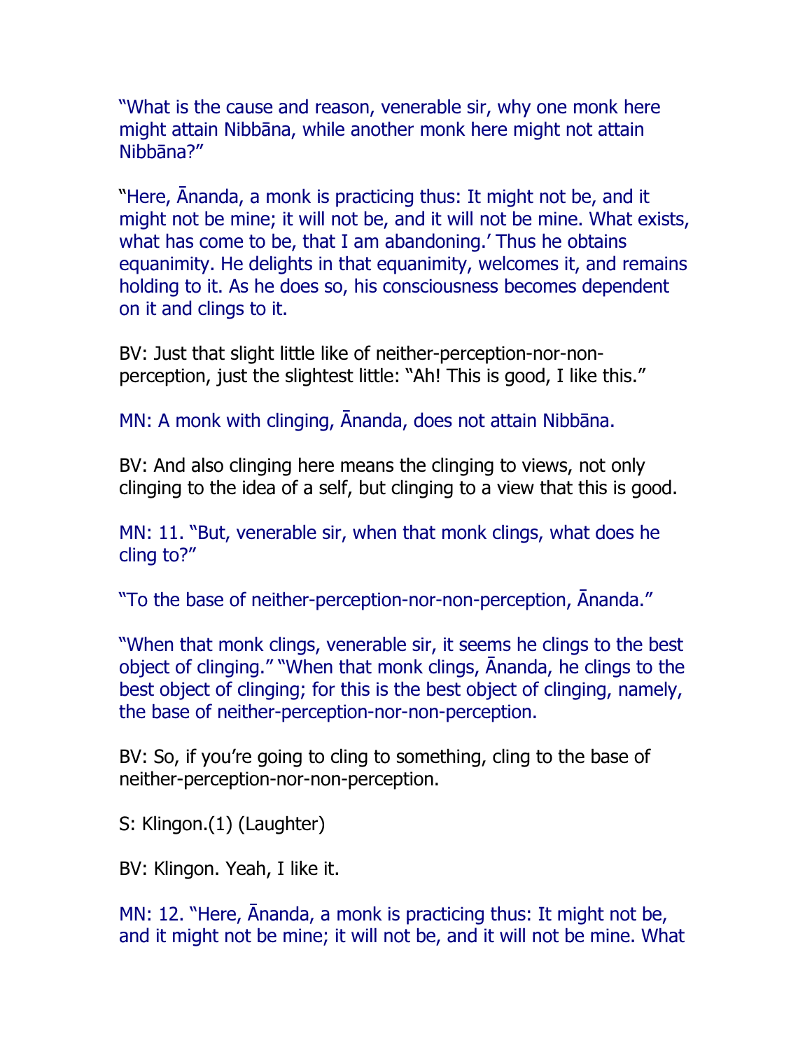"What is the cause and reason, venerable sir, why one monk here might attain Nibbāna, while another monk here might not attain Nibbāna?"

"Here, Ānanda, a monk is practicing thus: It might not be, and it might not be mine; it will not be, and it will not be mine. What exists, what has come to be, that I am abandoning.' Thus he obtains equanimity. He delights in that equanimity, welcomes it, and remains holding to it. As he does so, his consciousness becomes dependent on it and clings to it.

BV: Just that slight little like of neither-perception-nor-non-perception, just the slightest little: "Ah! This is good, I like this."

MN: A monk with clinging, Ānanda, does not attain Nibbāna.

BV: And also clinging here means the clinging to views, not only clinging to the idea of a self, but clinging to a view that this is good.

MN: 11. "But, venerable sir, when that monk clings, what does he cling to?"

"To the base of neither-perception-nor-non-perception, Ānanda."

"When that monk clings, venerable sir, it seems he clings to the best object of clinging." "When that monk clings, Ānanda, he clings to the best object of clinging; for this is the best object of clinging, namely, the base of neither-perception-nor-non-perception.

BV: So, if you're going to cling to something, cling to the base of neither-perception-nor-non-perception.

S: Klingon.(1) (Laughter)

BV: Klingon. Yeah, I like it.

MN: 12. "Here, Ānanda, a monk is practicing thus: It might not be, and it might not be mine; it will not be, and it will not be mine. What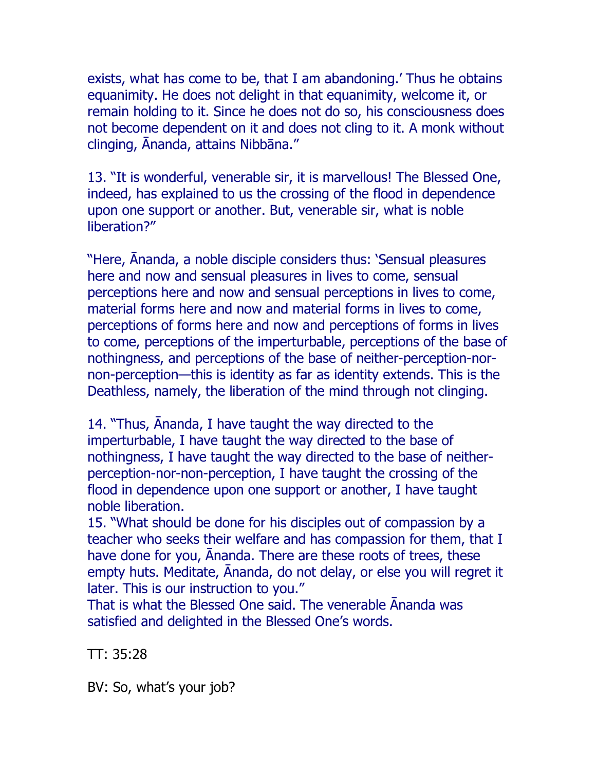exists, what has come to be, that I am abandoning.' Thus he obtains equanimity. He does not delight in that equanimity, welcome it, or remain holding to it. Since he does not do so, his consciousness does not become dependent on it and does not cling to it. A monk without clinging, Ānanda, attains Nibbāna."

13. "It is wonderful, venerable sir, it is marvellous! The Blessed One, indeed, has explained to us the crossing of the flood in dependence upon one support or another. But, venerable sir, what is noble liberation?"

"Here, Ānanda, a noble disciple considers thus: 'Sensual pleasures here and now and sensual pleasures in lives to come, sensual perceptions here and now and sensual perceptions in lives to come, material forms here and now and material forms in lives to come, perceptions of forms here and now and perceptions of forms in lives to come, perceptions of the imperturbable, perceptions of the base of nothingness, and perceptions of the base of neither-perception-nor-non-perception—this is identity as far as identity extends. This is the Deathless, namely, the liberation of the mind through not clinging.

14. "Thus, Ānanda, I have taught the way directed to the imperturbable, I have taught the way directed to the base of nothingness, I have taught the way directed to the base of neither-perception-nor-non-perception, I have taught the crossing of the flood in dependence upon one support or another, I have taught noble liberation.

15. "What should be done for his disciples out of compassion by a teacher who seeks their welfare and has compassion for them, that I have done for you, Ānanda. There are these roots of trees, these empty huts. Meditate, Ānanda, do not delay, or else you will regret it later. This is our instruction to you."

That is what the Blessed One said. The venerable Ānanda was satisfied and delighted in the Blessed One's words.

TT: 35:28

BV: So, what's your job?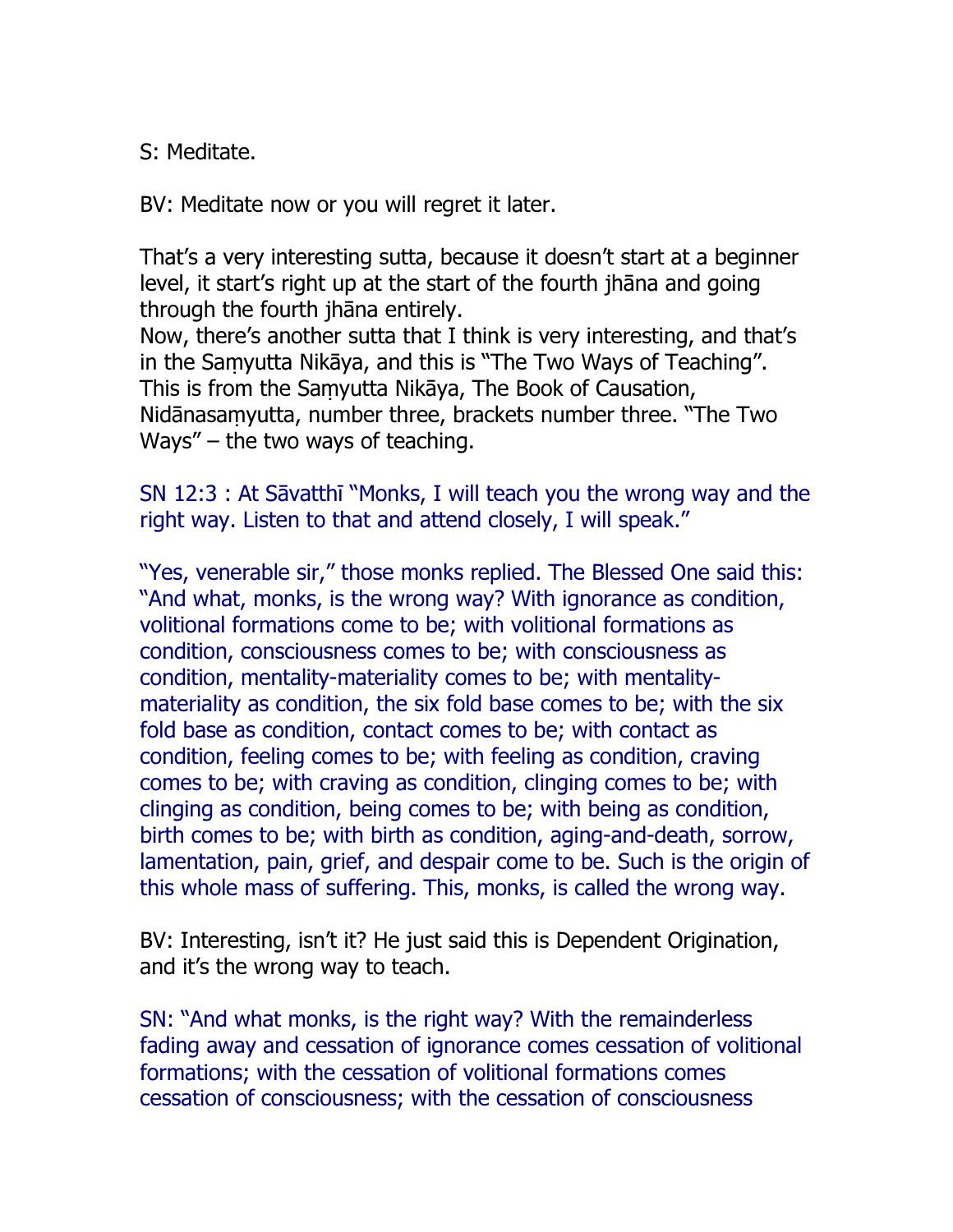S: Meditate.

BV: Meditate now or you will regret it later.

That's a very interesting sutta, because it doesn't start at a beginner level, it start's right up at the start of the fourth jhāna and going through the fourth jhāna entirely.
Now, there's another sutta that I think is very interesting, and that's in the Saṃyutta Nikāya, and this is "The Two Ways of Teaching". This is from the Saṃyutta Nikāya, The Book of Causation, Nidānasaṃyutta, number three, brackets number three. "The Two Ways" – the two ways of teaching.

SN 12:3 : At Sāvatthī "Monks, I will teach you the wrong way and the right way. Listen to that and attend closely, I will speak."

"Yes, venerable sir," those monks replied. The Blessed One said this: "And what, monks, is the wrong way? With ignorance as condition, volitional formations come to be; with volitional formations as condition, consciousness comes to be; with consciousness as condition, mentality-materiality comes to be; with mentality-materiality as condition, the six fold base comes to be; with the six fold base as condition, contact comes to be; with contact as condition, feeling comes to be; with feeling as condition, craving comes to be; with craving as condition, clinging comes to be; with clinging as condition, being comes to be; with being as condition, birth comes to be; with birth as condition, aging-and-death, sorrow, lamentation, pain, grief, and despair come to be. Such is the origin of this whole mass of suffering. This, monks, is called the wrong way.

BV: Interesting, isn't it? He just said this is Dependent Origination, and it's the wrong way to teach.

SN: "And what monks, is the right way? With the remainderless fading away and cessation of ignorance comes cessation of volitional formations; with the cessation of volitional formations comes cessation of consciousness; with the cessation of consciousness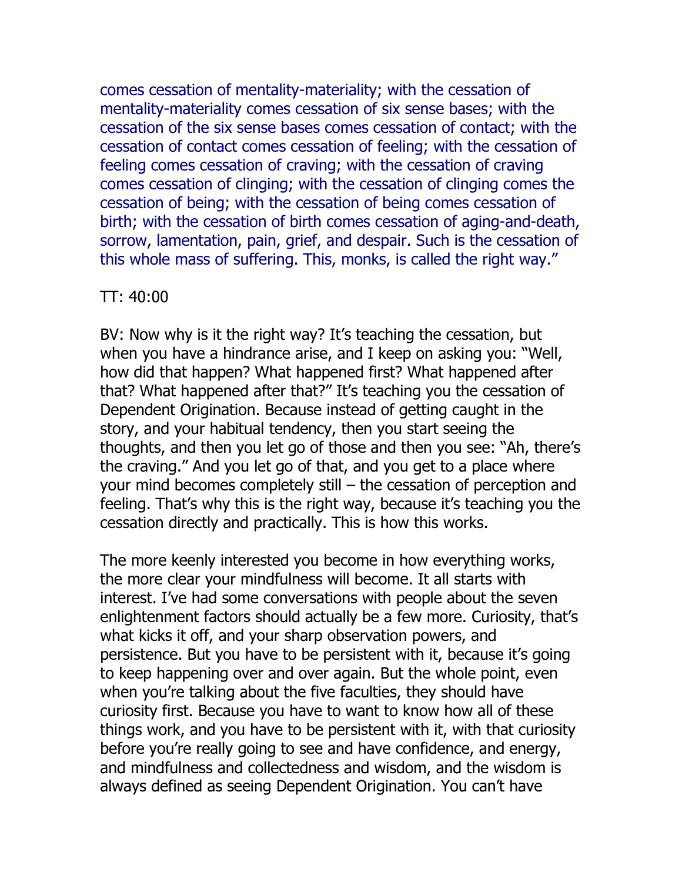comes cessation of mentality-materiality; with the cessation of mentality-materiality comes cessation of six sense bases; with the cessation of the six sense bases comes cessation of contact; with the cessation of contact comes cessation of feeling; with the cessation of feeling comes cessation of craving; with the cessation of craving comes cessation of clinging; with the cessation of clinging comes the cessation of being; with the cessation of being comes cessation of birth; with the cessation of birth comes cessation of aging-and-death, sorrow, lamentation, pain, grief, and despair. Such is the cessation of this whole mass of suffering. This, monks, is called the right way."

TT: 40:00

BV: Now why is it the right way? It's teaching the cessation, but when you have a hindrance arise, and I keep on asking you: "Well, how did that happen? What happened first? What happened after that? What happened after that?" It's teaching you the cessation of Dependent Origination. Because instead of getting caught in the story, and your habitual tendency, then you start seeing the thoughts, and then you let go of those and then you see: "Ah, there's the craving." And you let go of that, and you get to a place where your mind becomes completely still – the cessation of perception and feeling. That's why this is the right way, because it's teaching you the cessation directly and practically. This is how this works.

The more keenly interested you become in how everything works, the more clear your mindfulness will become. It all starts with interest. I've had some conversations with people about the seven enlightenment factors should actually be a few more. Curiosity, that's what kicks it off, and your sharp observation powers, and persistence. But you have to be persistent with it, because it's going to keep happening over and over again. But the whole point, even when you're talking about the five faculties, they should have curiosity first. Because you have to want to know how all of these things work, and you have to be persistent with it, with that curiosity before you're really going to see and have confidence, and energy, and mindfulness and collectedness and wisdom, and the wisdom is always defined as seeing Dependent Origination. You can't have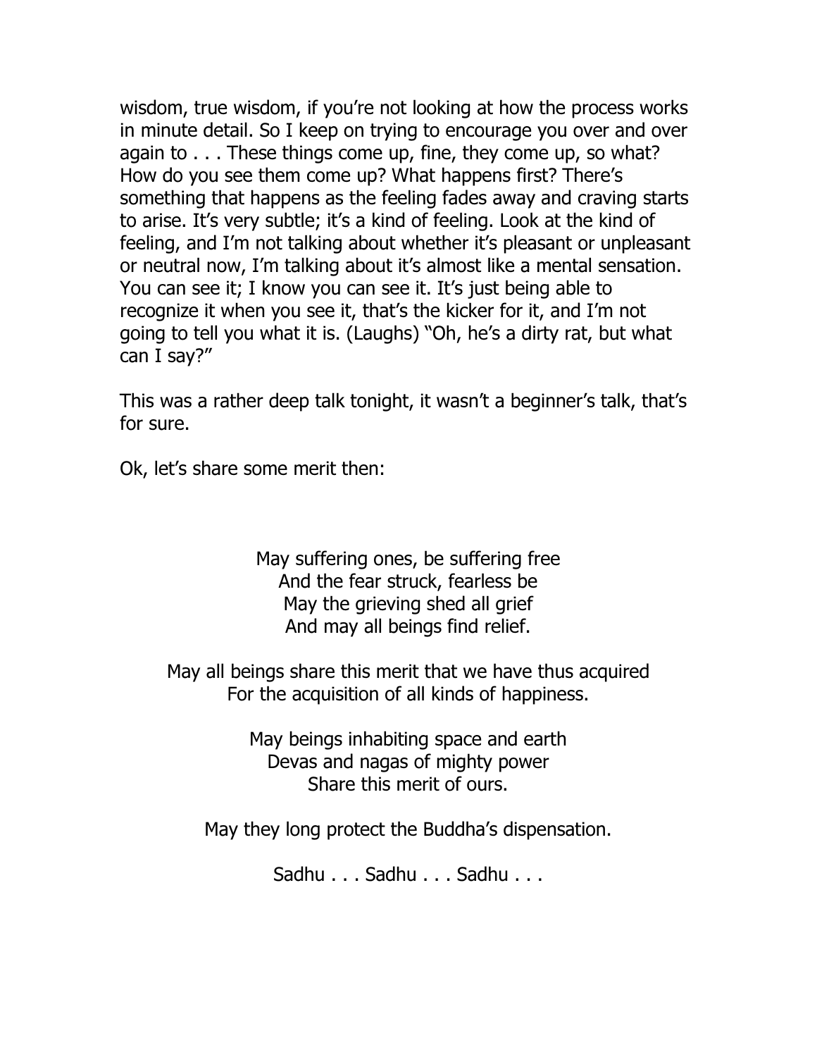wisdom, true wisdom, if you're not looking at how the process works in minute detail. So I keep on trying to encourage you over and over again to . . . These things come up, fine, they come up, so what? How do you see them come up? What happens first? There's something that happens as the feeling fades away and craving starts to arise. It's very subtle; it's a kind of feeling. Look at the kind of feeling, and I'm not talking about whether it's pleasant or unpleasant or neutral now, I'm talking about it's almost like a mental sensation. You can see it; I know you can see it. It's just being able to recognize it when you see it, that's the kicker for it, and I'm not going to tell you what it is. (Laughs) "Oh, he's a dirty rat, but what can I say?"

This was a rather deep talk tonight, it wasn't a beginner's talk, that's for sure.

Ok, let's share some merit then:

May suffering ones, be suffering free
And the fear struck, fearless be
May the grieving shed all grief
And may all beings find relief.

May all beings share this merit that we have thus acquired
For the acquisition of all kinds of happiness.

May beings inhabiting space and earth
Devas and nagas of mighty power
Share this merit of ours.

May they long protect the Buddha's dispensation.

Sadhu . . . Sadhu . . . Sadhu . . .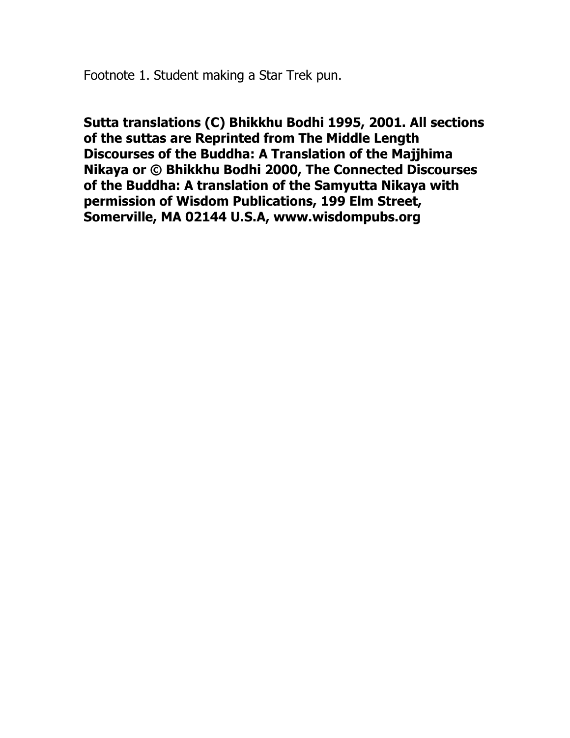Footnote 1. Student making a Star Trek pun.

**Sutta translations (C) Bhikkhu Bodhi 1995, 2001. All sections of the suttas are Reprinted from The Middle Length Discourses of the Buddha: A Translation of the Majjhima Nikaya or © Bhikkhu Bodhi 2000, The Connected Discourses of the Buddha: A translation of the Samyutta Nikaya with permission of Wisdom Publications, 199 Elm Street, Somerville, MA 02144 U.S.A, www.wisdompubs.org**